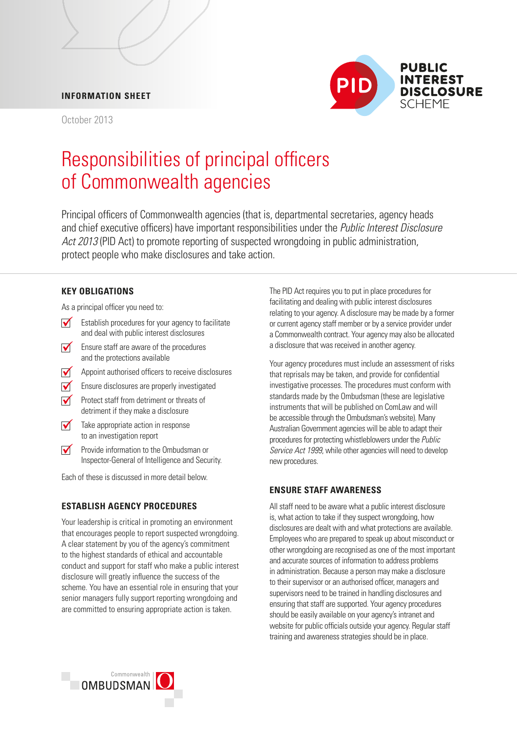INFORMATION SHEET

October 2013

PUBLIC INTEREST DISCLOSURE SCHEME

# Responsibilities of principal officers of Commonwealth agencies

Principal officers of Commonwealth agencies (that is, departmental secretaries, agency heads and chief executive officers) have important responsibilities under the *Public Interest Disclosure Act 2013* (PID Act) to promote reporting of suspected wrongdoing in public administration, protect people who make disclosures and take action.

## KEY OBLIGATIONS

As a principal officer you need to:

- Establish procedures for your agency to facilitate and deal with public interest disclosures
- Ensure staff are aware of the procedures and the protections available
- Appoint authorised officers to receive disclosures
- Ensure disclosures are properly investigated
- Protect staff from detriment or threats of detriment if they make a disclosure
- Take appropriate action in response to an investigation report
- Provide information to the Ombudsman or Inspector-General of Intelligence and Security.

Each of these is discussed in more detail below.

## ESTABLISH AGENCY PROCEDURES

Your leadership is critical in promoting an environment that encourages people to report suspected wrongdoing. A clear statement by you of the agency's commitment to the highest standards of ethical and accountable conduct and support for staff who make a public interest disclosure will greatly influence the success of the scheme. You have an essential role in ensuring that your senior managers fully support reporting wrongdoing and are committed to ensuring appropriate action is taken.

The PID Act requires you to put in place procedures for facilitating and dealing with public interest disclosures relating to your agency. A disclosure may be made by a former or current agency staff member or by a service provider under a Commonwealth contract. Your agency may also be allocated a disclosure that was received in another agency.

Your agency procedures must include an assessment of risks that reprisals may be taken, and provide for confidential investigative processes. The procedures must conform with standards made by the Ombudsman (these are legislative instruments that will be published on ComLaw and will be accessible through the Ombudsman's website). Many Australian Government agencies will be able to adapt their procedures for protecting whistleblowers under the *Public Service Act 1999*, while other agencies will need to develop new procedures.

## ENSURE STAFF AWARENESS

All staff need to be aware what a public interest disclosure is, what action to take if they suspect wrongdoing, how disclosures are dealt with and what protections are available. Employees who are prepared to speak up about misconduct or other wrongdoing are recognised as one of the most important and accurate sources of information to address problems in administration. Because a person may make a disclosure to their supervisor or an authorised officer, managers and supervisors need to be trained in handling disclosures and ensuring that staff are supported. Your agency procedures should be easily available on your agency's intranet and website for public officials outside your agency. Regular staff training and awareness strategies should be in place.

Commonwealth OMBUDSMAN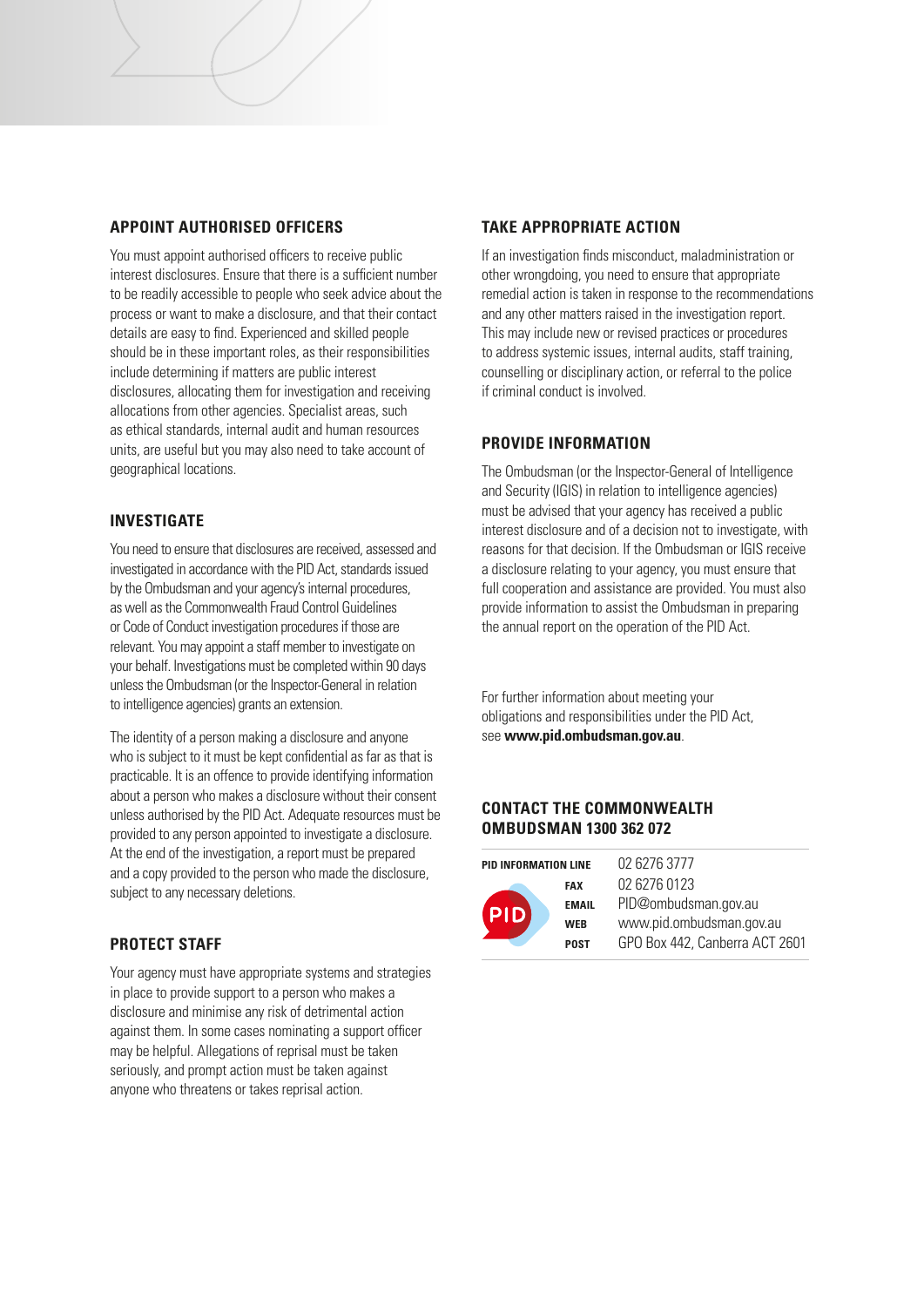## APPOINT AUTHORISED OFFICERS

You must appoint authorised officers to receive public interest disclosures. Ensure that there is a sufficient number to be readily accessible to people who seek advice about the process or want to make a disclosure, and that their contact details are easy to find. Experienced and skilled people should be in these important roles, as their responsibilities include determining if matters are public interest disclosures, allocating them for investigation and receiving allocations from other agencies. Specialist areas, such as ethical standards, internal audit and human resources units, are useful but you may also need to take account of geographical locations.

## INVESTIGATE

You need to ensure that disclosures are received, assessed and investigated in accordance with the PID Act, standards issued by the Ombudsman and your agency's internal procedures, as well as the Commonwealth Fraud Control Guidelines or Code of Conduct investigation procedures if those are relevant. You may appoint a staff member to investigate on your behalf. Investigations must be completed within 90 days unless the Ombudsman (or the Inspector-General in relation to intelligence agencies) grants an extension.

The identity of a person making a disclosure and anyone who is subject to it must be kept confidential as far as that is practicable. It is an offence to provide identifying information about a person who makes a disclosure without their consent unless authorised by the PID Act. Adequate resources must be provided to any person appointed to investigate a disclosure. At the end of the investigation, a report must be prepared and a copy provided to the person who made the disclosure, subject to any necessary deletions.

## PROTECT STAFF

Your agency must have appropriate systems and strategies in place to provide support to a person who makes a disclosure and minimise any risk of detrimental action against them. In some cases nominating a support officer may be helpful. Allegations of reprisal must be taken seriously, and prompt action must be taken against anyone who threatens or takes reprisal action.

## TAKE APPROPRIATE ACTION

If an investigation finds misconduct, maladministration or other wrongdoing, you need to ensure that appropriate remedial action is taken in response to the recommendations and any other matters raised in the investigation report. This may include new or revised practices or procedures to address systemic issues, internal audits, staff training, counselling or disciplinary action, or referral to the police if criminal conduct is involved.

## PROVIDE INFORMATION

The Ombudsman (or the Inspector-General of Intelligence and Security (IGIS) in relation to intelligence agencies) must be advised that your agency has received a public interest disclosure and of a decision not to investigate, with reasons for that decision. If the Ombudsman or IGIS receive a disclosure relating to your agency, you must ensure that full cooperation and assistance are provided. You must also provide information to assist the Ombudsman in preparing the annual report on the operation of the PID Act.

For further information about meeting your obligations and responsibilities under the PID Act, see **www.pid.ombudsman.gov.au**.

## CONTACT THE COMMONWEALTH OMBUDSMAN 1300 362 072

| | |
|---|---|
| **PID INFORMATION LINE** | 02 6276 3777 |
| **FAX** | 02 6276 0123 |
| **EMAIL** | PID@ombudsman.gov.au |
| **WEB** | www.pid.ombudsman.gov.au |
| **POST** | GPO Box 442, Canberra ACT 2601 |